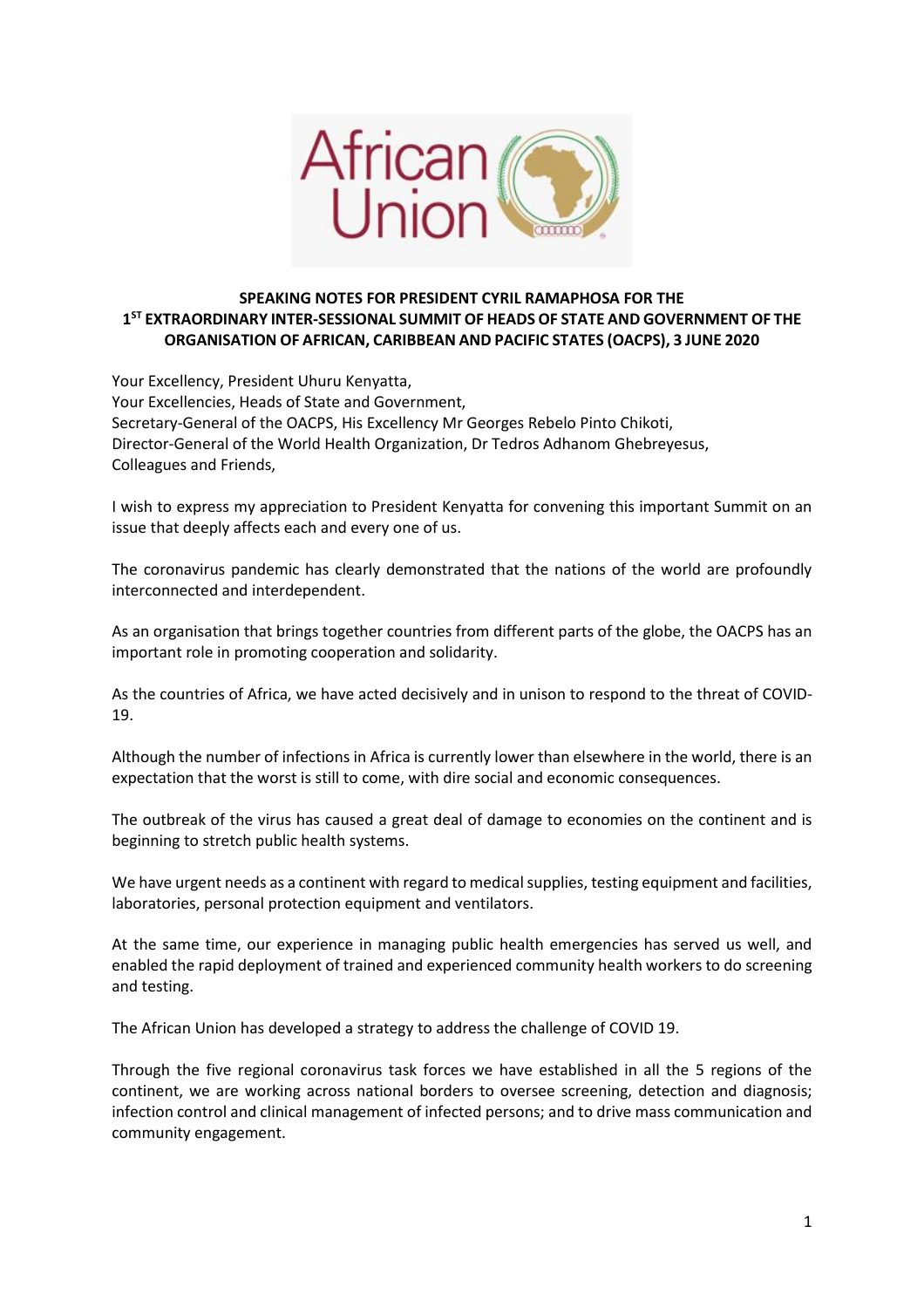**SPEAKING NOTES FOR PRESIDENT CYRIL RAMAPHOSA FOR THE 1[ST] EXTRAORDINARY INTER-SESSIONAL SUMMIT OF HEADS OF STATE AND GOVERNMENT OF THE ORGANISATION OF AFRICAN, CARIBBEAN AND PACIFIC STATES (OACPS), 3 JUNE 2020**

Your Excellency, President Uhuru Kenyatta,
Your Excellencies, Heads of State and Government,
Secretary-General of the OACPS, His Excellency Mr Georges Rebelo Pinto Chikoti,
Director-General of the World Health Organization, Dr Tedros Adhanom Ghebreyesus,
Colleagues and Friends,

I wish to express my appreciation to President Kenyatta for convening this important Summit on an issue that deeply affects each and every one of us.

The coronavirus pandemic has clearly demonstrated that the nations of the world are profoundly interconnected and interdependent.

As an organisation that brings together countries from different parts of the globe, the OACPS has an important role in promoting cooperation and solidarity.

As the countries of Africa, we have acted decisively and in unison to respond to the threat of COVID-19.

Although the number of infections in Africa is currently lower than elsewhere in the world, there is an expectation that the worst is still to come, with dire social and economic consequences.

The outbreak of the virus has caused a great deal of damage to economies on the continent and is beginning to stretch public health systems.

We have urgent needs as a continent with regard to medical supplies, testing equipment and facilities, laboratories, personal protection equipment and ventilators.

At the same time, our experience in managing public health emergencies has served us well, and enabled the rapid deployment of trained and experienced community health workers to do screening and testing.

The African Union has developed a strategy to address the challenge of COVID 19.

Through the five regional coronavirus task forces we have established in all the 5 regions of the continent, we are working across national borders to oversee screening, detection and diagnosis; infection control and clinical management of infected persons; and to drive mass communication and community engagement.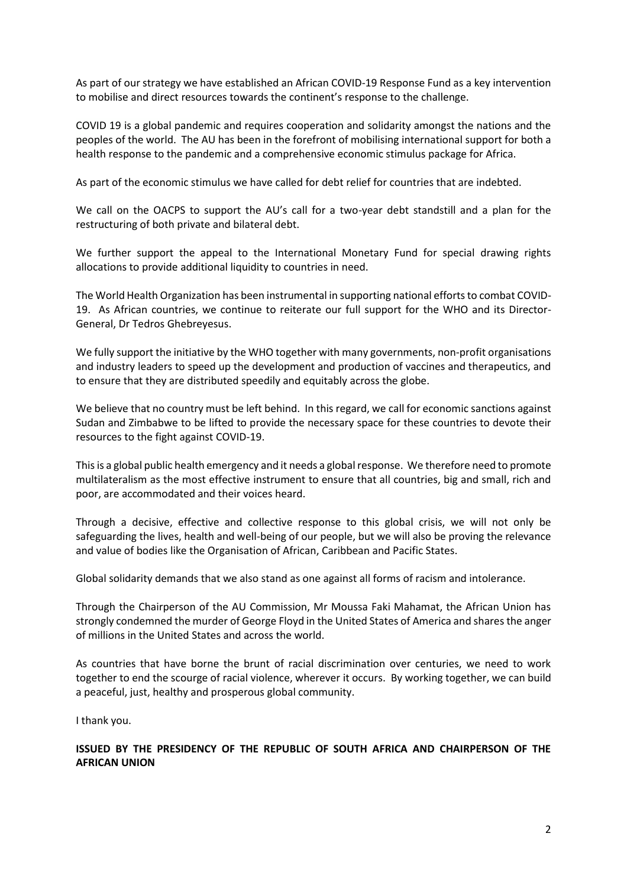As part of our strategy we have established an African COVID-19 Response Fund as a key intervention to mobilise and direct resources towards the continent's response to the challenge.

COVID 19 is a global pandemic and requires cooperation and solidarity amongst the nations and the peoples of the world. The AU has been in the forefront of mobilising international support for both a health response to the pandemic and a comprehensive economic stimulus package for Africa.

As part of the economic stimulus we have called for debt relief for countries that are indebted.

We call on the OACPS to support the AU's call for a two-year debt standstill and a plan for the restructuring of both private and bilateral debt.

We further support the appeal to the International Monetary Fund for special drawing rights allocations to provide additional liquidity to countries in need.

The World Health Organization has been instrumental in supporting national efforts to combat COVID-19. As African countries, we continue to reiterate our full support for the WHO and its Director-General, Dr Tedros Ghebreyesus.

We fully support the initiative by the WHO together with many governments, non-profit organisations and industry leaders to speed up the development and production of vaccines and therapeutics, and to ensure that they are distributed speedily and equitably across the globe.

We believe that no country must be left behind. In this regard, we call for economic sanctions against Sudan and Zimbabwe to be lifted to provide the necessary space for these countries to devote their resources to the fight against COVID-19.

This is a global public health emergency and it needs a global response. We therefore need to promote multilateralism as the most effective instrument to ensure that all countries, big and small, rich and poor, are accommodated and their voices heard.

Through a decisive, effective and collective response to this global crisis, we will not only be safeguarding the lives, health and well-being of our people, but we will also be proving the relevance and value of bodies like the Organisation of African, Caribbean and Pacific States.

Global solidarity demands that we also stand as one against all forms of racism and intolerance.

Through the Chairperson of the AU Commission, Mr Moussa Faki Mahamat, the African Union has strongly condemned the murder of George Floyd in the United States of America and shares the anger of millions in the United States and across the world.

As countries that have borne the brunt of racial discrimination over centuries, we need to work together to end the scourge of racial violence, wherever it occurs. By working together, we can build a peaceful, just, healthy and prosperous global community.

I thank you.

**ISSUED BY THE PRESIDENCY OF THE REPUBLIC OF SOUTH AFRICA AND CHAIRPERSON OF THE AFRICAN UNION**